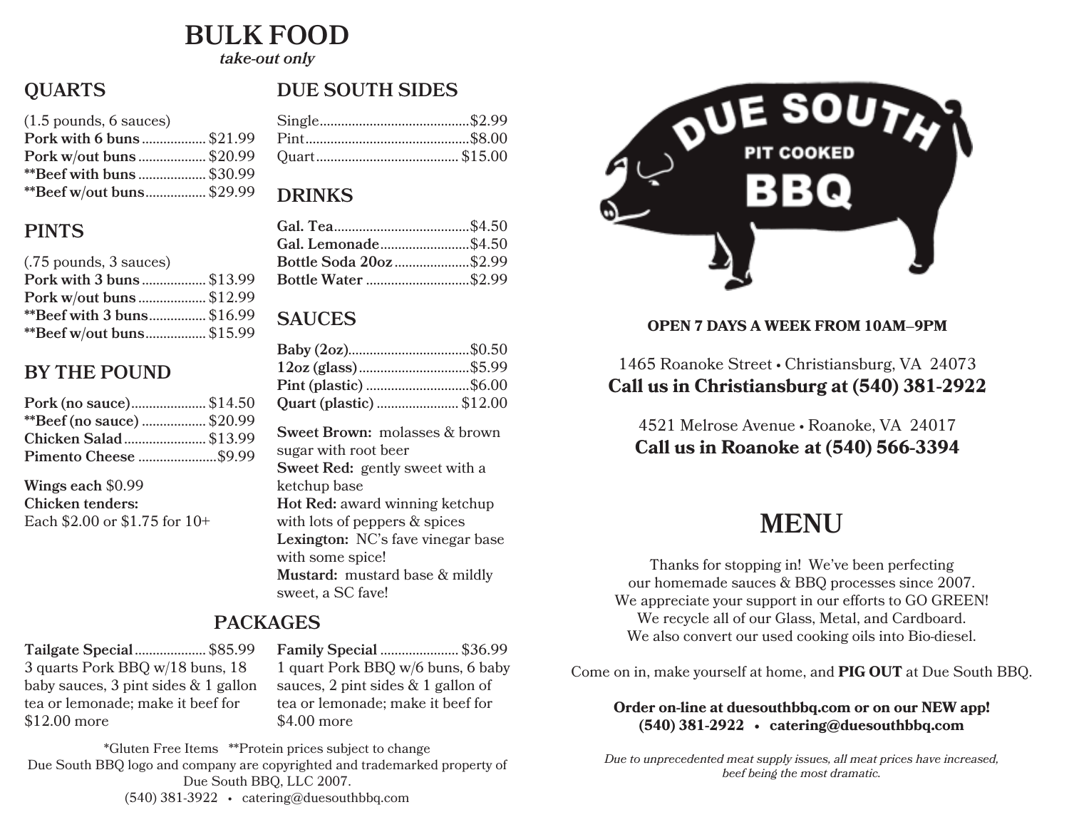# BULK FOOD

*take-out only*

## QUARTS

(1.5 pounds, 6 sauces)

**Pork with 6 buns** .................. $21.99
**Pork w/out buns** .................. $20.99
****Beef with buns** .................. $30.99
****Beef w/out buns** ................. $29.99

## PINTS

(.75 pounds, 3 sauces)

**Pork with 3 buns** .................. $13.99
**Pork w/out buns** .................. $12.99
****Beef with 3 buns** ................ $16.99
****Beef w/out buns** ................. $15.99

## BY THE POUND

**Pork (no sauce)** ..................... $14.50
****Beef (no sauce)** .................. $20.99
**Chicken Salad** ....................... $13.99
**Pimento Cheese** ...................... $9.99

**Wings each** $0.99
**Chicken tenders:**
Each $2.00 or $1.75 for 10+

## DUE SOUTH SIDES

Single.......................................... $2.99
Pint............................................. $8.00
Quart.......................................... $15.00

## DRINKS

**Gal. Tea**...................................... $4.50
**Gal. Lemonade**........................... $4.50
**Bottle Soda 20oz**...................... $2.99
**Bottle Water** .............................. $2.99

## SAUCES

**Baby (2oz)**.................................. $0.50
**12oz (glass)** ............................... $5.99
**Pint (plastic)** ............................. $6.00
**Quart (plastic)** ........................ $12.00

**Sweet Brown:** molasses & brown sugar with root beer
**Sweet Red:** gently sweet with a ketchup base
**Hot Red:** award winning ketchup with lots of peppers & spices
**Lexington:** NC's fave vinegar base with some spice!
**Mustard:** mustard base & mildly sweet, a SC fave!

## PACKAGES

**Tailgate Special** .................... $85.99
3 quarts Pork BBQ w/18 buns, 18 baby sauces, 3 pint sides & 1 gallon tea or lemonade; make it beef for $12.00 more

**Family Special** ...................... $36.99
1 quart Pork BBQ w/6 buns, 6 baby sauces, 2 pint sides & 1 gallon of tea or lemonade; make it beef for $4.00 more

*Gluten Free Items **Protein prices subject to change
Due South BBQ logo and company are copyrighted and trademarked property of Due South BBQ, LLC 2007.
(540) 381-3922 • catering@duesouthbbq.com

DUE SOUTH PIT COOKED BBQ

**OPEN 7 DAYS A WEEK FROM 10AM–9PM**

1465 Roanoke Street • Christiansburg, VA 24073
**Call us in Christiansburg at (540) 381-2922**

4521 Melrose Avenue • Roanoke, VA 24017
**Call us in Roanoke at (540) 566-3394**

# MENU

Thanks for stopping in! We've been perfecting our homemade sauces & BBQ processes since 2007. We appreciate your support in our efforts to GO GREEN! We recycle all of our Glass, Metal, and Cardboard. We also convert our used cooking oils into Bio-diesel.

Come on in, make yourself at home, and **PIG OUT** at Due South BBQ.

**Order on-line at duesouthbbq.com or on our NEW app!**
**(540) 381-2922 • catering@duesouthbbq.com**

*Due to unprecedented meat supply issues, all meat prices have increased, beef being the most dramatic.*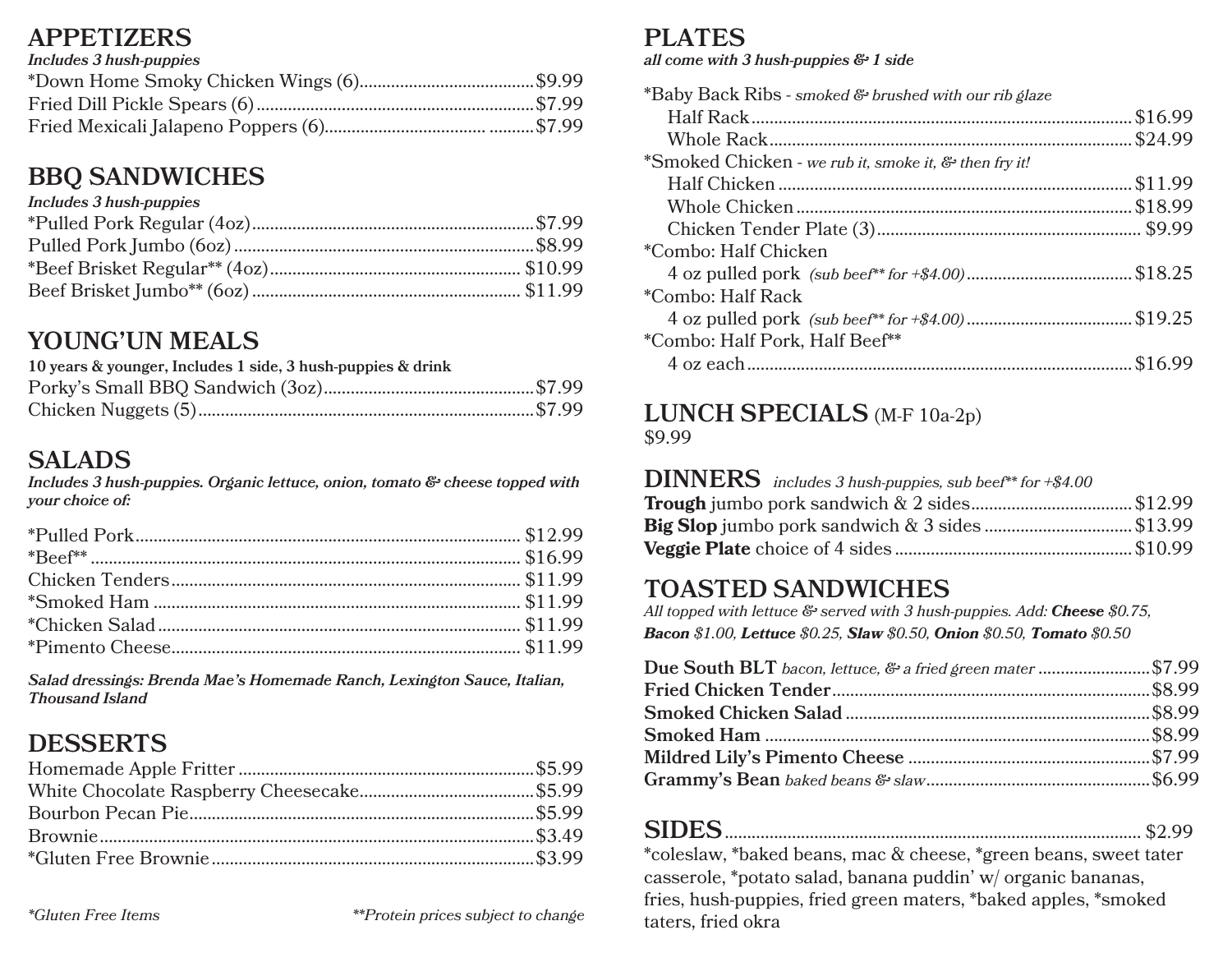## APPETIZERS

***Includes 3 hush-puppies***

*Down Home Smoky Chicken Wings (6) ...... $9.99
Fried Dill Pickle Spears (6) ...... $7.99
Fried Mexicali Jalapeno Poppers (6) ...... $7.99

## BBQ SANDWICHES

***Includes 3 hush-puppies***

*Pulled Pork Regular (4oz) ...... $7.99
Pulled Pork Jumbo (6oz) ...... $8.99
*Beef Brisket Regular** (4oz) ...... $10.99
Beef Brisket Jumbo** (6oz) ...... $11.99

## YOUNG'UN MEALS

**10 years & younger, Includes 1 side, 3 hush-puppies & drink**

Porky's Small BBQ Sandwich (3oz) ...... $7.99
Chicken Nuggets (5) ...... $7.99

## SALADS

***Includes 3 hush-puppies. Organic lettuce, onion, tomato & cheese topped with your choice of:***

*Pulled Pork ...... $12.99
*Beef** ...... $16.99
Chicken Tenders ...... $11.99
*Smoked Ham ...... $11.99
*Chicken Salad ...... $11.99
*Pimento Cheese ...... $11.99

***Salad dressings: Brenda Mae's Homemade Ranch, Lexington Sauce, Italian, Thousand Island***

## DESSERTS

Homemade Apple Fritter ...... $5.99
White Chocolate Raspberry Cheesecake ...... $5.99
Bourbon Pecan Pie ...... $5.99
Brownie ...... $3.49
*Gluten Free Brownie ...... $3.99

*\*Gluten Free Items*

*\*\*Protein prices subject to change*

## PLATES

***all come with 3 hush-puppies & 1 side***

*Baby Back Ribs - *smoked & brushed with our rib glaze*
- Half Rack ...... $16.99
- Whole Rack ...... $24.99

*Smoked Chicken - *we rub it, smoke it, & then fry it!*
- Half Chicken ...... $11.99
- Whole Chicken ...... $18.99
- Chicken Tender Plate (3) ...... $9.99

*Combo: Half Chicken
- 4 oz pulled pork *(sub beef** for +$4.00)* ...... $18.25

*Combo: Half Rack
- 4 oz pulled pork *(sub beef** for +$4.00)* ...... $19.25

*Combo: Half Pork, Half Beef**
- 4 oz each ...... $16.99

## LUNCH SPECIALS (M-F 10a-2p)

$9.99

## DINNERS *includes 3 hush-puppies, sub beef** for +$4.00*

**Trough** jumbo pork sandwich & 2 sides ...... $12.99
**Big Slop** jumbo pork sandwich & 3 sides ...... $13.99
**Veggie Plate** choice of 4 sides ...... $10.99

## TOASTED SANDWICHES

*All topped with lettuce & served with 3 hush-puppies. Add: **Cheese** $0.75, **Bacon** $1.00, **Lettuce** $0.25, **Slaw** $0.50, **Onion** $0.50, **Tomato** $0.50*

**Due South BLT** *bacon, lettuce, & a fried green mater* ...... $7.99
**Fried Chicken Tender** ...... $8.99
**Smoked Chicken Salad** ...... $8.99
**Smoked Ham** ...... $8.99
**Mildred Lily's Pimento Cheese** ...... $7.99
**Grammy's Bean** *baked beans & slaw* ...... $6.99

## SIDES ...... $2.99

*coleslaw, *baked beans, mac & cheese, *green beans, sweet tater casserole, *potato salad, banana puddin' w/ organic bananas, fries, hush-puppies, fried green maters, *baked apples, *smoked taters, fried okra